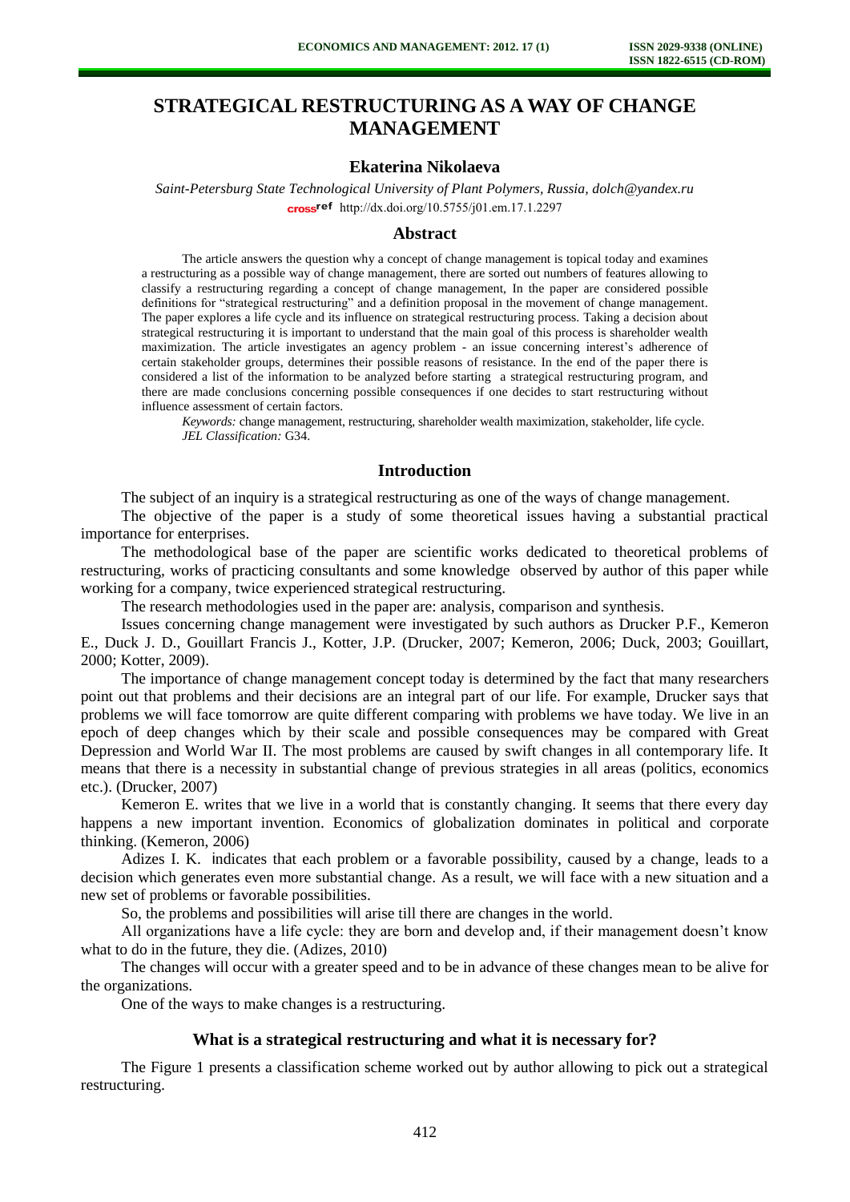# STRATEGICAL RESTRUCTURING AS A WAY OF CHANGE MANAGEMENT

**Ekaterina Nikolaeva**

*Saint-Petersburg State Technological University of Plant Polymers, Russia, dolch@yandex.ru*

http://dx.doi.org/10.5755/j01.em.17.1.2297

## Abstract

The article answers the question why a concept of change management is topical today and examines a restructuring as a possible way of change management, there are sorted out numbers of features allowing to classify a restructuring regarding a concept of change management, In the paper are considered possible definitions for "strategical restructuring" and a definition proposal in the movement of change management. The paper explores a life cycle and its influence on strategical restructuring process. Taking a decision about strategical restructuring it is important to understand that the main goal of this process is shareholder wealth maximization. The article investigates an agency problem - an issue concerning interest's adherence of certain stakeholder groups, determines their possible reasons of resistance. In the end of the paper there is considered a list of the information to be analyzed before starting a strategical restructuring program, and there are made conclusions concerning possible consequences if one decides to start restructuring without influence assessment of certain factors.

*Keywords:* change management, restructuring, shareholder wealth maximization, stakeholder, life cycle.

*JEL Classification:* G34.

## Introduction

The subject of an inquiry is a strategical restructuring as one of the ways of change management.

The objective of the paper is a study of some theoretical issues having a substantial practical importance for enterprises.

The methodological base of the paper are scientific works dedicated to theoretical problems of restructuring, works of practicing consultants and some knowledge observed by author of this paper while working for a company, twice experienced strategical restructuring.

The research methodologies used in the paper are: analysis, comparison and synthesis.

Issues concerning change management were investigated by such authors as Drucker P.F., Kemeron E., Duck J. D., Gouillart Francis J., Kotter, J.P. (Drucker, 2007; Kemeron, 2006; Duck, 2003; Gouillart, 2000; Kotter, 2009).

The importance of change management concept today is determined by the fact that many researchers point out that problems and their decisions are an integral part of our life. For example, Drucker says that problems we will face tomorrow are quite different comparing with problems we have today. We live in an epoch of deep changes which by their scale and possible consequences may be compared with Great Depression and World War II. The most problems are caused by swift changes in all contemporary life. It means that there is a necessity in substantial change of previous strategies in all areas (politics, economics etc.). (Drucker, 2007)

Kemeron E. writes that we live in a world that is constantly changing. It seems that there every day happens a new important invention. Economics of globalization dominates in political and corporate thinking. (Kemeron, 2006)

Adizes I. K. indicates that each problem or a favorable possibility, caused by a change, leads to a decision which generates even more substantial change. As a result, we will face with a new situation and a new set of problems or favorable possibilities.

So, the problems and possibilities will arise till there are changes in the world.

All organizations have a life cycle: they are born and develop and, if their management doesn't know what to do in the future, they die. (Adizes, 2010)

The changes will occur with a greater speed and to be in advance of these changes mean to be alive for the organizations.

One of the ways to make changes is a restructuring.

## What is a strategical restructuring and what it is necessary for?

The Figure 1 presents a classification scheme worked out by author allowing to pick out a strategical restructuring.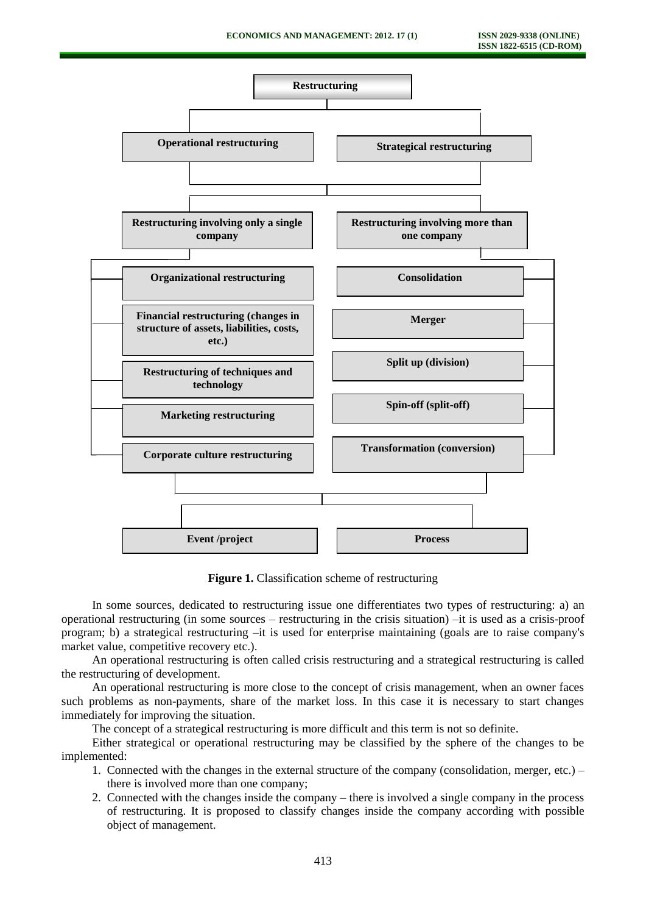Restructuring

Operational restructuring

Strategical restructuring

Restructuring involving only a single company

Restructuring involving more than one company

Organizational restructuring

Financial restructuring (changes in structure of assets, liabilities, costs, etc.)

Restructuring of techniques and technology

Marketing restructuring

Corporate culture restructuring

Consolidation

Merger

Split up (division)

Spin-off (split-off)

Transformation (conversion)

Event /project

Process

**Figure 1.** Classification scheme of restructuring

In some sources, dedicated to restructuring issue one differentiates two types of restructuring: a) an operational restructuring (in some sources – restructuring in the crisis situation) –it is used as a crisis-proof program; b) a strategical restructuring –it is used for enterprise maintaining (goals are to raise company's market value, competitive recovery etc.).

An operational restructuring is often called crisis restructuring and a strategical restructuring is called the restructuring of development.

An operational restructuring is more close to the concept of crisis management, when an owner faces such problems as non-payments, share of the market loss. In this case it is necessary to start changes immediately for improving the situation.

The concept of a strategical restructuring is more difficult and this term is not so definite.

Either strategical or operational restructuring may be classified by the sphere of the changes to be implemented:

1. Connected with the changes in the external structure of the company (consolidation, merger, etc.) – there is involved more than one company;
2. Connected with the changes inside the company – there is involved a single company in the process of restructuring. It is proposed to classify changes inside the company according with possible object of management.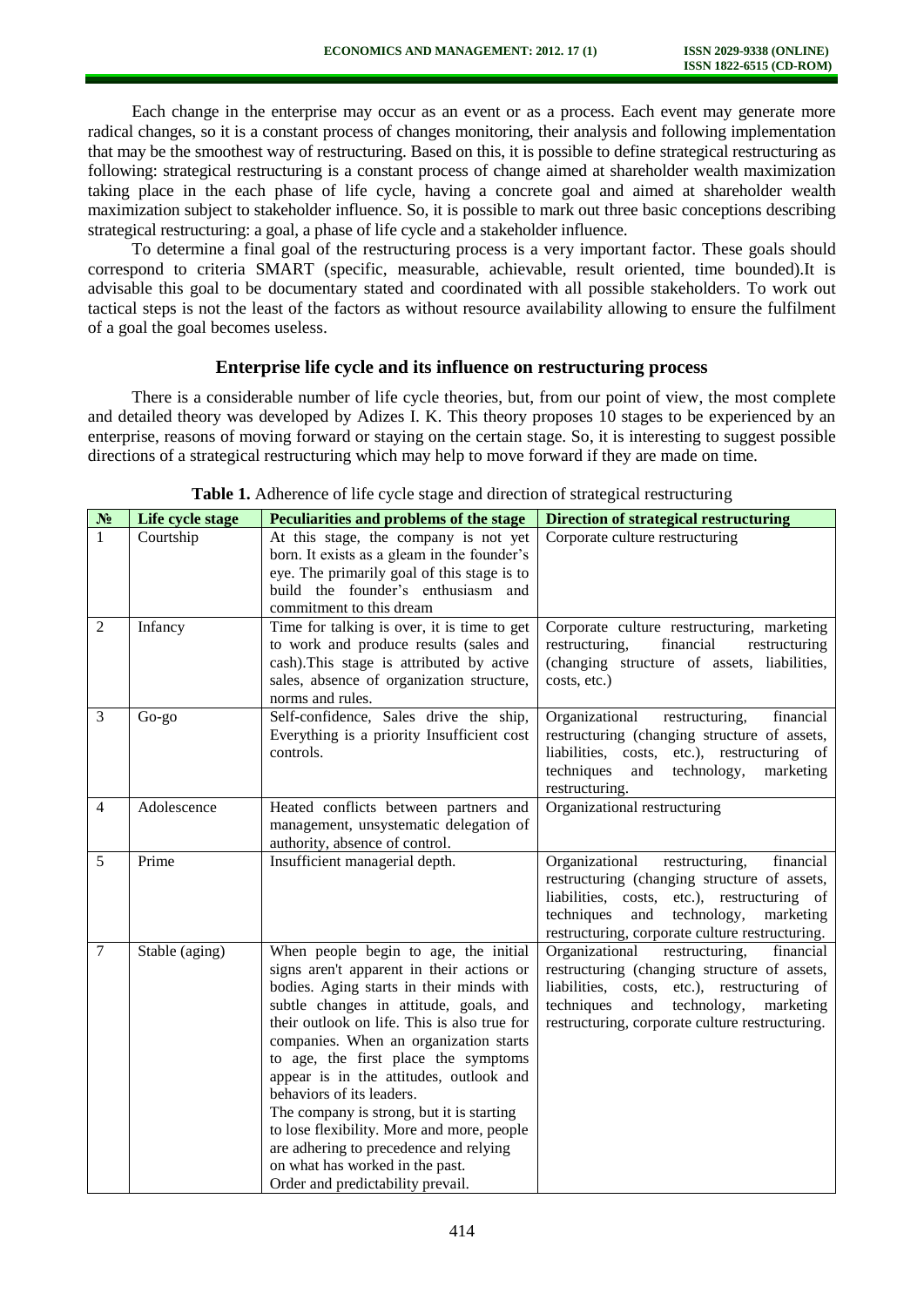Each change in the enterprise may occur as an event or as a process. Each event may generate more radical changes, so it is a constant process of changes monitoring, their analysis and following implementation that may be the smoothest way of restructuring. Based on this, it is possible to define strategical restructuring as following: strategical restructuring is a constant process of change aimed at shareholder wealth maximization taking place in the each phase of life cycle, having a concrete goal and aimed at shareholder wealth maximization subject to stakeholder influence. So, it is possible to mark out three basic conceptions describing strategical restructuring: a goal, a phase of life cycle and a stakeholder influence.

To determine a final goal of the restructuring process is a very important factor. These goals should correspond to criteria SMART (specific, measurable, achievable, result oriented, time bounded).It is advisable this goal to be documentary stated and coordinated with all possible stakeholders. To work out tactical steps is not the least of the factors as without resource availability allowing to ensure the fulfilment of a goal the goal becomes useless.

## Enterprise life cycle and its influence on restructuring process

There is a considerable number of life cycle theories, but, from our point of view, the most complete and detailed theory was developed by Adizes I. K. This theory proposes 10 stages to be experienced by an enterprise, reasons of moving forward or staying on the certain stage. So, it is interesting to suggest possible directions of a strategical restructuring which may help to move forward if they are made on time.

**Table 1.** Adherence of life cycle stage and direction of strategical restructuring

| № | Life cycle stage | Peculiarities and problems of the stage | Direction of strategical restructuring |
|---|---|---|---|
| 1 | Courtship | At this stage, the company is not yet born. It exists as a gleam in the founder's eye. The primarily goal of this stage is to build the founder's enthusiasm and commitment to this dream | Corporate culture restructuring |
| 2 | Infancy | Time for talking is over, it is time to get to work and produce results (sales and cash).This stage is attributed by active sales, absence of organization structure, norms and rules. | Corporate culture restructuring, marketing restructuring, financial restructuring (changing structure of assets, liabilities, costs, etc.) |
| 3 | Go-go | Self-confidence, Sales drive the ship, Everything is a priority Insufficient cost controls. | Organizational restructuring, financial restructuring (changing structure of assets, liabilities, costs, etc.), restructuring of techniques and technology, marketing restructuring. |
| 4 | Adolescence | Heated conflicts between partners and management, unsystematic delegation of authority, absence of control. | Organizational restructuring |
| 5 | Prime | Insufficient managerial depth. | Organizational restructuring, financial restructuring (changing structure of assets, liabilities, costs, etc.), restructuring of techniques and technology, marketing restructuring, corporate culture restructuring. |
| 7 | Stable (aging) | When people begin to age, the initial signs aren't apparent in their actions or bodies. Aging starts in their minds with subtle changes in attitude, goals, and their outlook on life. This is also true for companies. When an organization starts to age, the first place the symptoms appear is in the attitudes, outlook and behaviors of its leaders.<br>The company is strong, but it is starting to lose flexibility. More and more, people are adhering to precedence and relying on what has worked in the past.<br>Order and predictability prevail. | Organizational restructuring, financial restructuring (changing structure of assets, liabilities, costs, etc.), restructuring of techniques and technology, marketing restructuring, corporate culture restructuring. |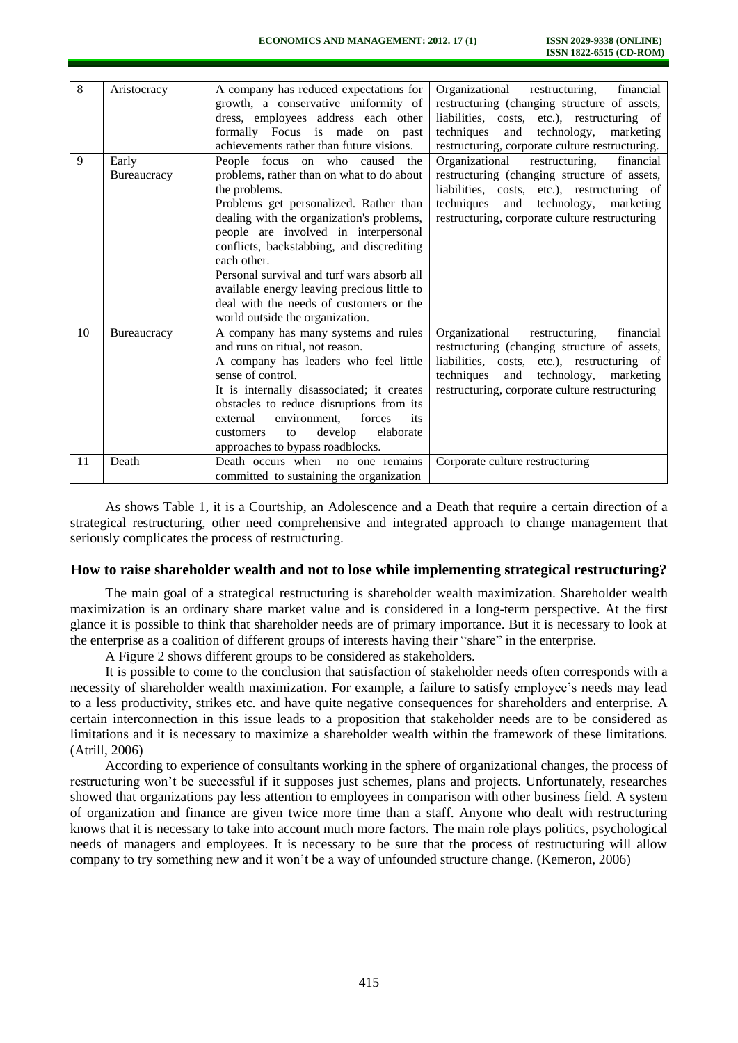| 8 | Aristocracy | A company has reduced expectations for growth, a conservative uniformity of dress, employees address each other formally Focus is made on past achievements rather than future visions. | Organizational restructuring, financial restructuring (changing structure of assets, liabilities, costs, etc.), restructuring of techniques and technology, marketing restructuring, corporate culture restructuring. |
|---|---|---|---|
| 9 | Early Bureaucracy | People focus on who caused the problems, rather than on what to do about the problems.<br>Problems get personalized. Rather than dealing with the organization's problems, people are involved in interpersonal conflicts, backstabbing, and discrediting each other.<br>Personal survival and turf wars absorb all available energy leaving precious little to deal with the needs of customers or the world outside the organization. | Organizational restructuring, financial restructuring (changing structure of assets, liabilities, costs, etc.), restructuring of techniques and technology, marketing restructuring, corporate culture restructuring |
| 10 | Bureaucracy | A company has many systems and rules and runs on ritual, not reason.<br>A company has leaders who feel little sense of control.<br>It is internally disassociated; it creates obstacles to reduce disruptions from its external environment, forces its customers to develop elaborate approaches to bypass roadblocks. | Organizational restructuring, financial restructuring (changing structure of assets, liabilities, costs, etc.), restructuring of techniques and technology, marketing restructuring, corporate culture restructuring |
| 11 | Death | Death occurs when no one remains committed to sustaining the organization | Corporate culture restructuring |

As shows Table 1, it is a Courtship, an Adolescence and a Death that require a certain direction of a strategical restructuring, other need comprehensive and integrated approach to change management that seriously complicates the process of restructuring.

## How to raise shareholder wealth and not to lose while implementing strategical restructuring?

The main goal of a strategical restructuring is shareholder wealth maximization. Shareholder wealth maximization is an ordinary share market value and is considered in a long-term perspective. At the first glance it is possible to think that shareholder needs are of primary importance. But it is necessary to look at the enterprise as a coalition of different groups of interests having their "share" in the enterprise.

A Figure 2 shows different groups to be considered as stakeholders.

It is possible to come to the conclusion that satisfaction of stakeholder needs often corresponds with a necessity of shareholder wealth maximization. For example, a failure to satisfy employee's needs may lead to a less productivity, strikes etc. and have quite negative consequences for shareholders and enterprise. A certain interconnection in this issue leads to a proposition that stakeholder needs are to be considered as limitations and it is necessary to maximize a shareholder wealth within the framework of these limitations. (Atrill, 2006)

According to experience of consultants working in the sphere of organizational changes, the process of restructuring won't be successful if it supposes just schemes, plans and projects. Unfortunately, researches showed that organizations pay less attention to employees in comparison with other business field. A system of organization and finance are given twice more time than a staff. Anyone who dealt with restructuring knows that it is necessary to take into account much more factors. The main role plays politics, psychological needs of managers and employees. It is necessary to be sure that the process of restructuring will allow company to try something new and it won't be a way of unfounded structure change. (Kemeron, 2006)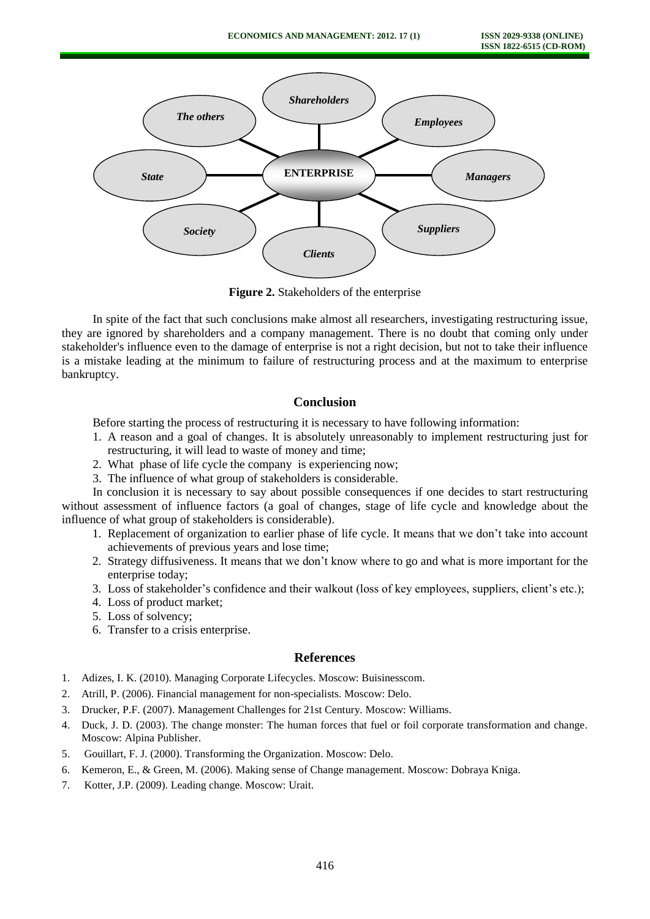Shareholders

The others

Employees

State

ENTERPRISE

Managers

Society

Suppliers

Clients

**Figure 2.** Stakeholders of the enterprise

In spite of the fact that such conclusions make almost all researchers, investigating restructuring issue, they are ignored by shareholders and a company management. There is no doubt that coming only under stakeholder's influence even to the damage of enterprise is not a right decision, but not to take their influence is a mistake leading at the minimum to failure of restructuring process and at the maximum to enterprise bankruptcy.

## Conclusion

Before starting the process of restructuring it is necessary to have following information:

1. A reason and a goal of changes. It is absolutely unreasonably to implement restructuring just for restructuring, it will lead to waste of money and time;
2. What phase of life cycle the company is experiencing now;
3. The influence of what group of stakeholders is considerable.

In conclusion it is necessary to say about possible consequences if one decides to start restructuring without assessment of influence factors (a goal of changes, stage of life cycle and knowledge about the influence of what group of stakeholders is considerable).

1. Replacement of organization to earlier phase of life cycle. It means that we don't take into account achievements of previous years and lose time;
2. Strategy diffusiveness. It means that we don't know where to go and what is more important for the enterprise today;
3. Loss of stakeholder's confidence and their walkout (loss of key employees, suppliers, client's etc.);
4. Loss of product market;
5. Loss of solvency;
6. Transfer to a crisis enterprise.

## References

1. Adizes, I. K. (2010). Managing Corporate Lifecycles. Moscow: Buisinesscom.
2. Atrill, P. (2006). Financial management for non-specialists. Moscow: Delo.
3. Drucker, P.F. (2007). Management Challenges for 21st Century. Moscow: Williams.
4. Duck, J. D. (2003). The change monster: The human forces that fuel or foil corporate transformation and change. Moscow: Alpina Publisher.
5. Gouillart, F. J. (2000). Transforming the Organization. Moscow: Delo.
6. Kemeron, E., & Green, M. (2006). Making sense of Change management. Moscow: Dobraya Kniga.
7. Kotter, J.P. (2009). Leading change. Moscow: Urait.